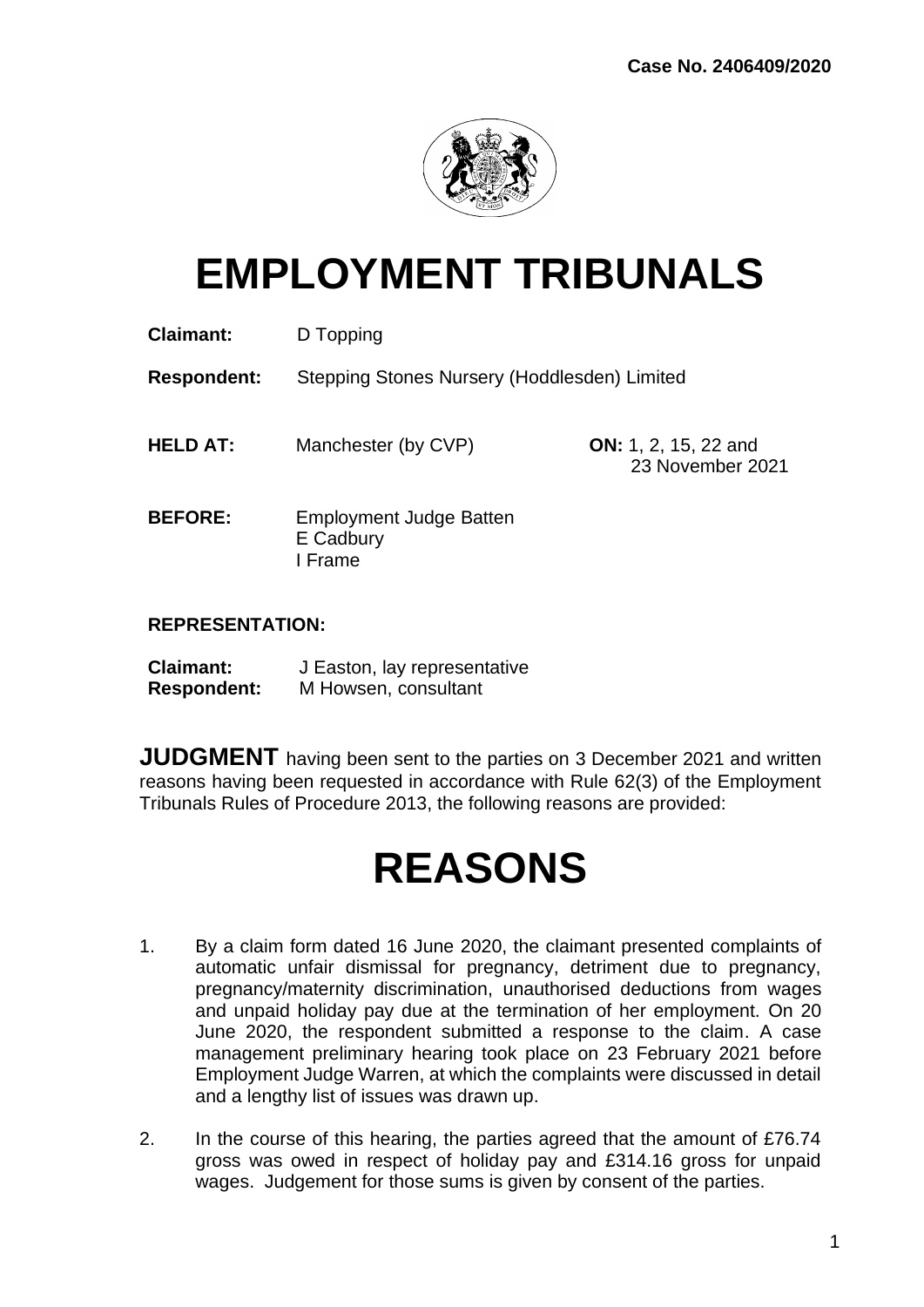**Case No. 2406409/2020**

# EMPLOYMENT TRIBUNALS

**Claimant:** D Topping

**Respondent:** Stepping Stones Nursery (Hoddlesden) Limited

**HELD AT:** Manchester (by CVP) **ON:** 1, 2, 15, 22 and 23 November 2021

**BEFORE:** Employment Judge Batten
E Cadbury
I Frame

**REPRESENTATION:**

**Claimant:** J Easton, lay representative
**Respondent:** M Howsen, consultant

**JUDGMENT** having been sent to the parties on 3 December 2021 and written reasons having been requested in accordance with Rule 62(3) of the Employment Tribunals Rules of Procedure 2013, the following reasons are provided:

# REASONS

1. By a claim form dated 16 June 2020, the claimant presented complaints of automatic unfair dismissal for pregnancy, detriment due to pregnancy, pregnancy/maternity discrimination, unauthorised deductions from wages and unpaid holiday pay due at the termination of her employment. On 20 June 2020, the respondent submitted a response to the claim. A case management preliminary hearing took place on 23 February 2021 before Employment Judge Warren, at which the complaints were discussed in detail and a lengthy list of issues was drawn up.

2. In the course of this hearing, the parties agreed that the amount of £76.74 gross was owed in respect of holiday pay and £314.16 gross for unpaid wages. Judgement for those sums is given by consent of the parties.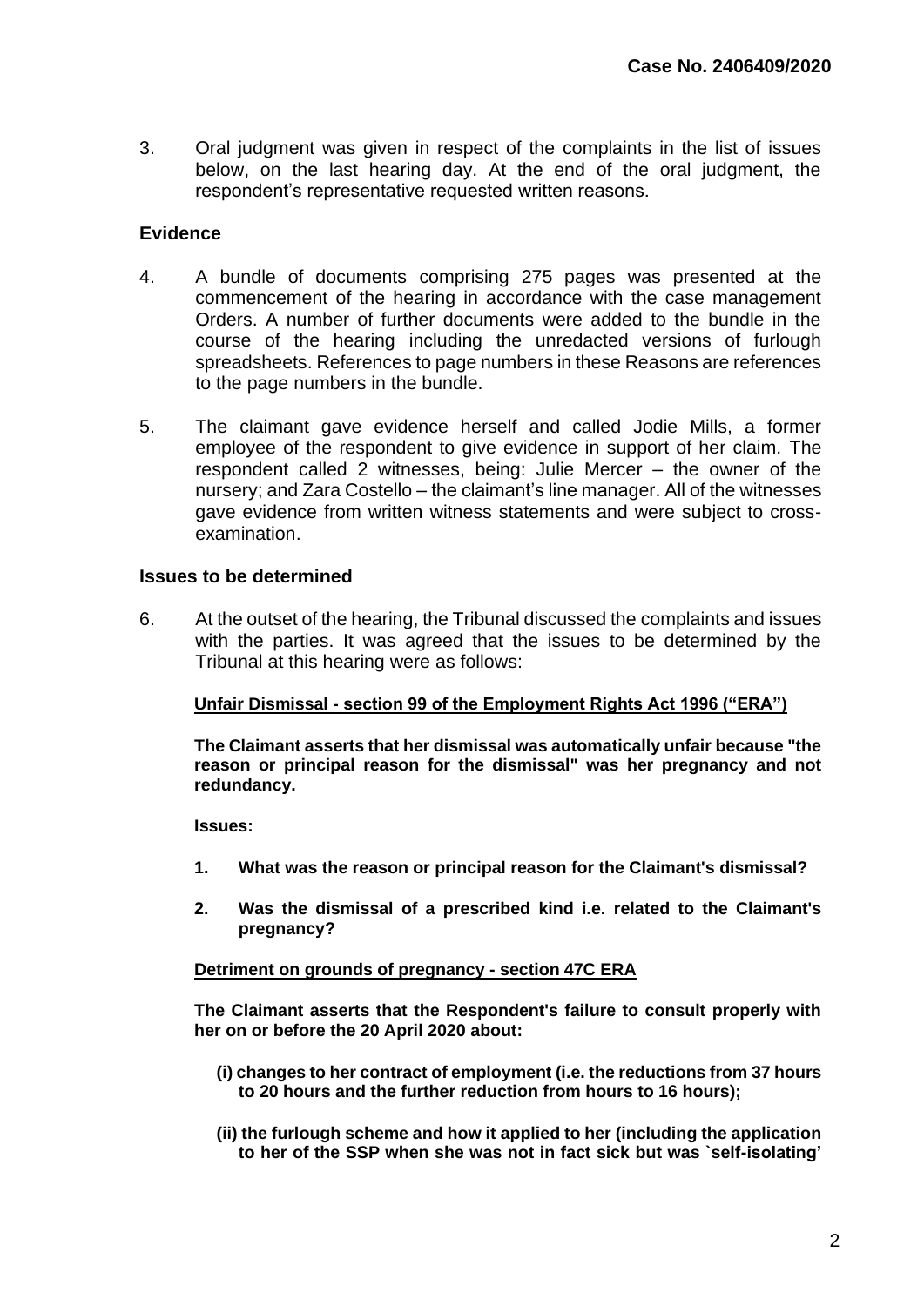3. Oral judgment was given in respect of the complaints in the list of issues below, on the last hearing day. At the end of the oral judgment, the respondent's representative requested written reasons.

## Evidence

4. A bundle of documents comprising 275 pages was presented at the commencement of the hearing in accordance with the case management Orders. A number of further documents were added to the bundle in the course of the hearing including the unredacted versions of furlough spreadsheets. References to page numbers in these Reasons are references to the page numbers in the bundle.

5. The claimant gave evidence herself and called Jodie Mills, a former employee of the respondent to give evidence in support of her claim. The respondent called 2 witnesses, being: Julie Mercer – the owner of the nursery; and Zara Costello – the claimant's line manager. All of the witnesses gave evidence from written witness statements and were subject to cross-examination.

## Issues to be determined

6. At the outset of the hearing, the Tribunal discussed the complaints and issues with the parties. It was agreed that the issues to be determined by the Tribunal at this hearing were as follows:

   **<u>Unfair Dismissal - section 99 of the Employment Rights Act 1996 ("ERA")</u>**

   **The Claimant asserts that her dismissal was automatically unfair because "the reason or principal reason for the dismissal" was her pregnancy and not redundancy.**

   **Issues:**

   **1. What was the reason or principal reason for the Claimant's dismissal?**

   **2. Was the dismissal of a prescribed kind i.e. related to the Claimant's pregnancy?**

   **<u>Detriment on grounds of pregnancy - section 47C ERA</u>**

   **The Claimant asserts that the Respondent's failure to consult properly with her on or before the 20 April 2020 about:**

   **(i) changes to her contract of employment (i.e. the reductions from 37 hours to 20 hours and the further reduction from hours to 16 hours);**

   **(ii) the furlough scheme and how it applied to her (including the application to her of the SSP when she was not in fact sick but was `self-isolating'**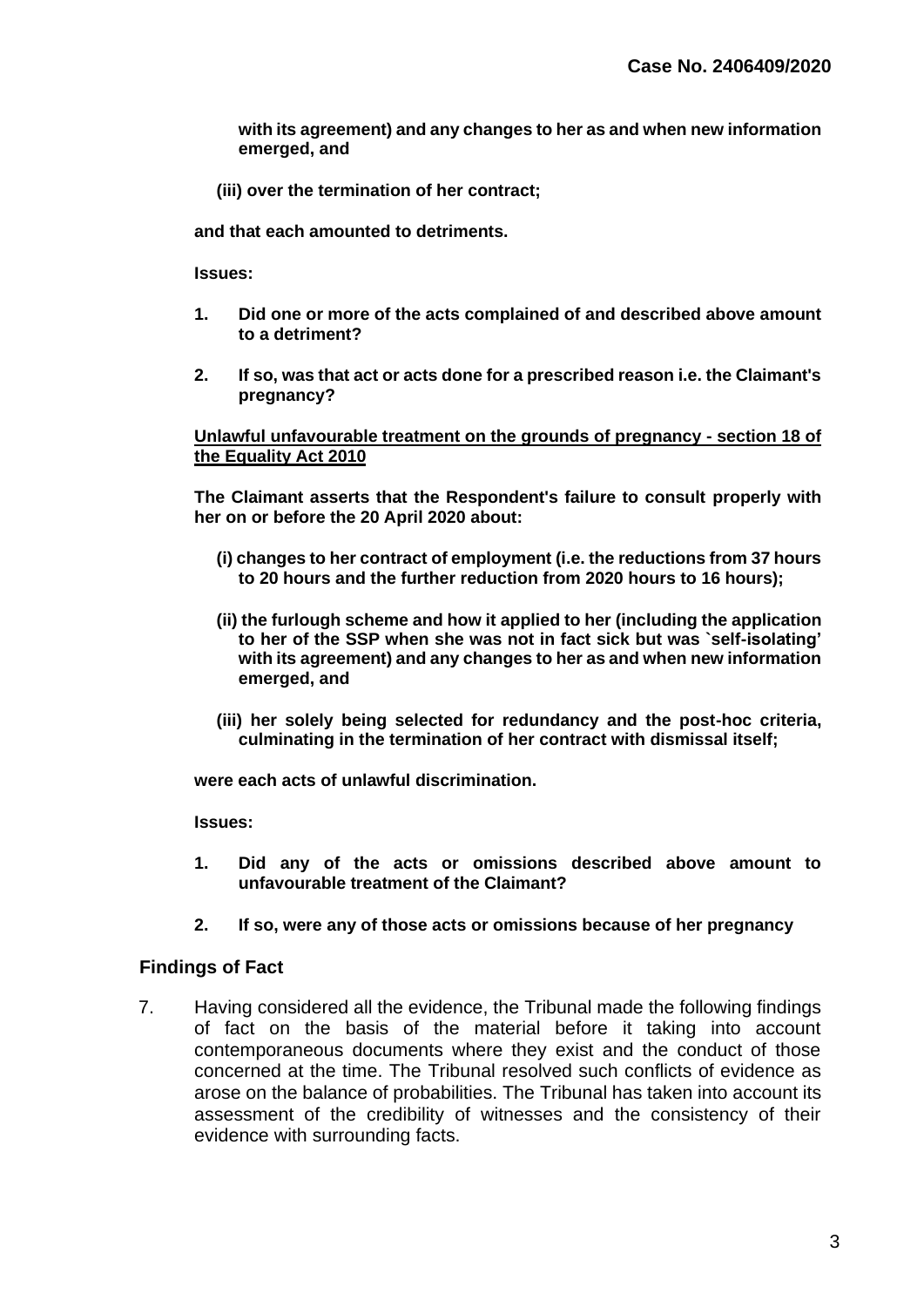**with its agreement) and any changes to her as and when new information emerged, and**

**(iii) over the termination of her contract;**

**and that each amounted to detriments.**

**Issues:**

1. **Did one or more of the acts complained of and described above amount to a detriment?**

2. **If so, was that act or acts done for a prescribed reason i.e. the Claimant's pregnancy?**

**<u>Unlawful unfavourable treatment on the grounds of pregnancy - section 18 of the Equality Act 2010</u>**

**The Claimant asserts that the Respondent's failure to consult properly with her on or before the 20 April 2020 about:**

**(i) changes to her contract of employment (i.e. the reductions from 37 hours to 20 hours and the further reduction from 2020 hours to 16 hours);**

**(ii) the furlough scheme and how it applied to her (including the application to her of the SSP when she was not in fact sick but was `self-isolating' with its agreement) and any changes to her as and when new information emerged, and**

**(iii) her solely being selected for redundancy and the post-hoc criteria, culminating in the termination of her contract with dismissal itself;**

**were each acts of unlawful discrimination.**

**Issues:**

1. **Did any of the acts or omissions described above amount to unfavourable treatment of the Claimant?**

2. **If so, were any of those acts or omissions because of her pregnancy**

## Findings of Fact

7. Having considered all the evidence, the Tribunal made the following findings of fact on the basis of the material before it taking into account contemporaneous documents where they exist and the conduct of those concerned at the time. The Tribunal resolved such conflicts of evidence as arose on the balance of probabilities. The Tribunal has taken into account its assessment of the credibility of witnesses and the consistency of their evidence with surrounding facts.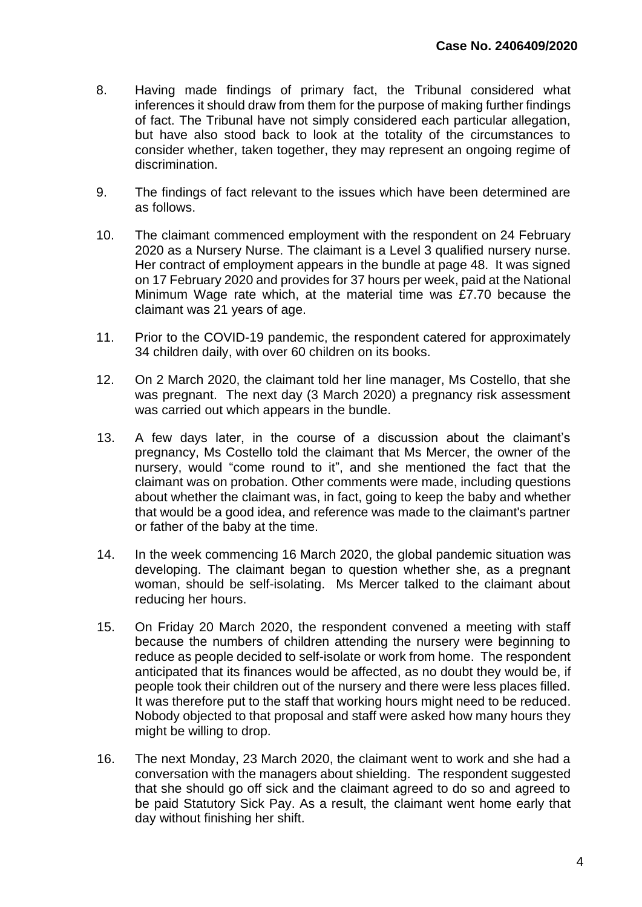8. Having made findings of primary fact, the Tribunal considered what inferences it should draw from them for the purpose of making further findings of fact. The Tribunal have not simply considered each particular allegation, but have also stood back to look at the totality of the circumstances to consider whether, taken together, they may represent an ongoing regime of discrimination.

9. The findings of fact relevant to the issues which have been determined are as follows.

10. The claimant commenced employment with the respondent on 24 February 2020 as a Nursery Nurse. The claimant is a Level 3 qualified nursery nurse. Her contract of employment appears in the bundle at page 48. It was signed on 17 February 2020 and provides for 37 hours per week, paid at the National Minimum Wage rate which, at the material time was £7.70 because the claimant was 21 years of age.

11. Prior to the COVID-19 pandemic, the respondent catered for approximately 34 children daily, with over 60 children on its books.

12. On 2 March 2020, the claimant told her line manager, Ms Costello, that she was pregnant. The next day (3 March 2020) a pregnancy risk assessment was carried out which appears in the bundle.

13. A few days later, in the course of a discussion about the claimant's pregnancy, Ms Costello told the claimant that Ms Mercer, the owner of the nursery, would "come round to it", and she mentioned the fact that the claimant was on probation. Other comments were made, including questions about whether the claimant was, in fact, going to keep the baby and whether that would be a good idea, and reference was made to the claimant's partner or father of the baby at the time.

14. In the week commencing 16 March 2020, the global pandemic situation was developing. The claimant began to question whether she, as a pregnant woman, should be self-isolating. Ms Mercer talked to the claimant about reducing her hours.

15. On Friday 20 March 2020, the respondent convened a meeting with staff because the numbers of children attending the nursery were beginning to reduce as people decided to self-isolate or work from home. The respondent anticipated that its finances would be affected, as no doubt they would be, if people took their children out of the nursery and there were less places filled. It was therefore put to the staff that working hours might need to be reduced. Nobody objected to that proposal and staff were asked how many hours they might be willing to drop.

16. The next Monday, 23 March 2020, the claimant went to work and she had a conversation with the managers about shielding. The respondent suggested that she should go off sick and the claimant agreed to do so and agreed to be paid Statutory Sick Pay. As a result, the claimant went home early that day without finishing her shift.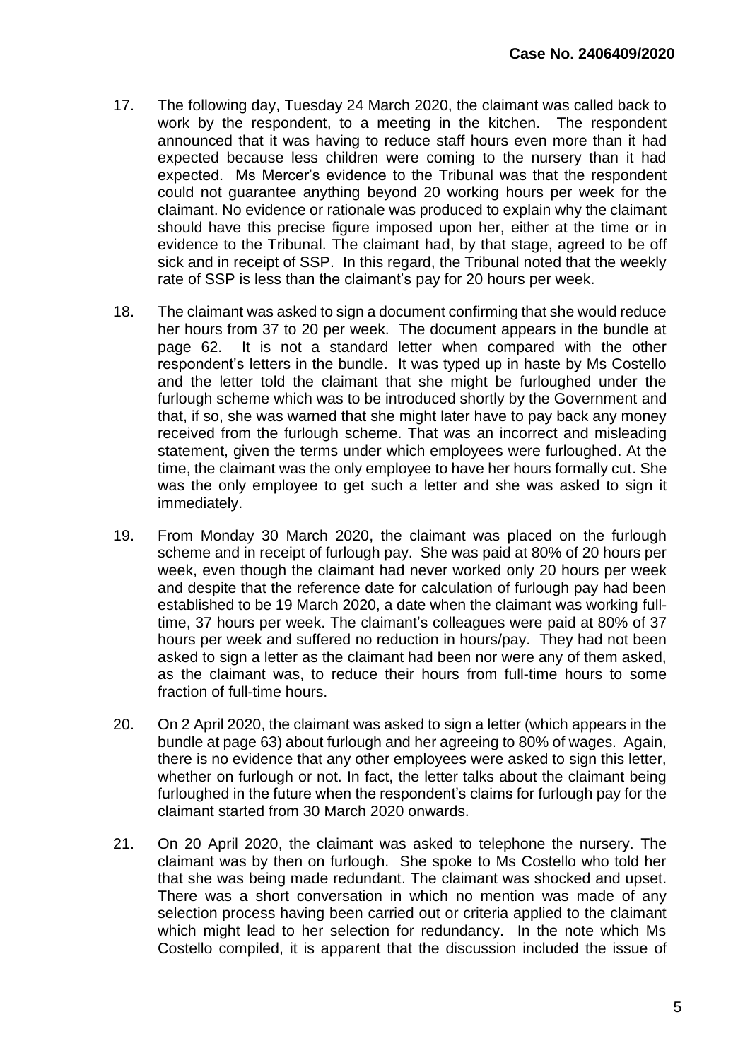17. The following day, Tuesday 24 March 2020, the claimant was called back to work by the respondent, to a meeting in the kitchen. The respondent announced that it was having to reduce staff hours even more than it had expected because less children were coming to the nursery than it had expected. Ms Mercer's evidence to the Tribunal was that the respondent could not guarantee anything beyond 20 working hours per week for the claimant. No evidence or rationale was produced to explain why the claimant should have this precise figure imposed upon her, either at the time or in evidence to the Tribunal. The claimant had, by that stage, agreed to be off sick and in receipt of SSP. In this regard, the Tribunal noted that the weekly rate of SSP is less than the claimant's pay for 20 hours per week.

18. The claimant was asked to sign a document confirming that she would reduce her hours from 37 to 20 per week. The document appears in the bundle at page 62. It is not a standard letter when compared with the other respondent's letters in the bundle. It was typed up in haste by Ms Costello and the letter told the claimant that she might be furloughed under the furlough scheme which was to be introduced shortly by the Government and that, if so, she was warned that she might later have to pay back any money received from the furlough scheme. That was an incorrect and misleading statement, given the terms under which employees were furloughed. At the time, the claimant was the only employee to have her hours formally cut. She was the only employee to get such a letter and she was asked to sign it immediately.

19. From Monday 30 March 2020, the claimant was placed on the furlough scheme and in receipt of furlough pay. She was paid at 80% of 20 hours per week, even though the claimant had never worked only 20 hours per week and despite that the reference date for calculation of furlough pay had been established to be 19 March 2020, a date when the claimant was working full-time, 37 hours per week. The claimant's colleagues were paid at 80% of 37 hours per week and suffered no reduction in hours/pay. They had not been asked to sign a letter as the claimant had been nor were any of them asked, as the claimant was, to reduce their hours from full-time hours to some fraction of full-time hours.

20. On 2 April 2020, the claimant was asked to sign a letter (which appears in the bundle at page 63) about furlough and her agreeing to 80% of wages. Again, there is no evidence that any other employees were asked to sign this letter, whether on furlough or not. In fact, the letter talks about the claimant being furloughed in the future when the respondent's claims for furlough pay for the claimant started from 30 March 2020 onwards.

21. On 20 April 2020, the claimant was asked to telephone the nursery. The claimant was by then on furlough. She spoke to Ms Costello who told her that she was being made redundant. The claimant was shocked and upset. There was a short conversation in which no mention was made of any selection process having been carried out or criteria applied to the claimant which might lead to her selection for redundancy. In the note which Ms Costello compiled, it is apparent that the discussion included the issue of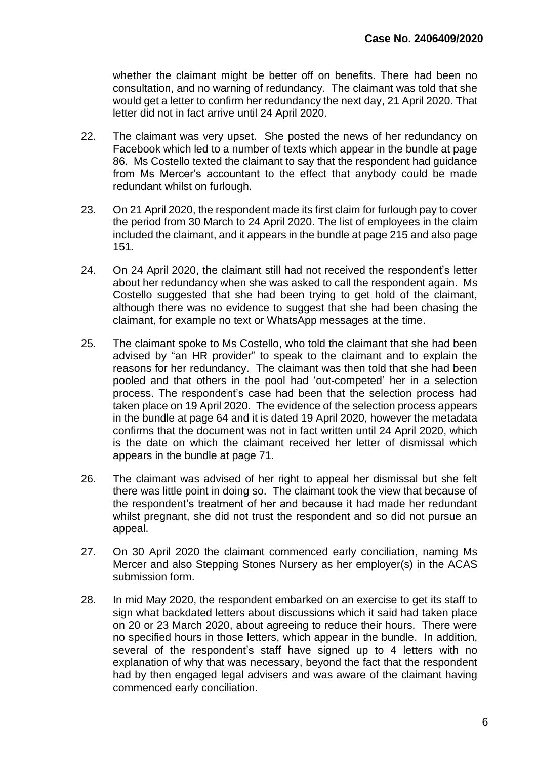whether the claimant might be better off on benefits. There had been no consultation, and no warning of redundancy. The claimant was told that she would get a letter to confirm her redundancy the next day, 21 April 2020. That letter did not in fact arrive until 24 April 2020.

22. The claimant was very upset. She posted the news of her redundancy on Facebook which led to a number of texts which appear in the bundle at page 86. Ms Costello texted the claimant to say that the respondent had guidance from Ms Mercer's accountant to the effect that anybody could be made redundant whilst on furlough.

23. On 21 April 2020, the respondent made its first claim for furlough pay to cover the period from 30 March to 24 April 2020. The list of employees in the claim included the claimant, and it appears in the bundle at page 215 and also page 151.

24. On 24 April 2020, the claimant still had not received the respondent's letter about her redundancy when she was asked to call the respondent again. Ms Costello suggested that she had been trying to get hold of the claimant, although there was no evidence to suggest that she had been chasing the claimant, for example no text or WhatsApp messages at the time.

25. The claimant spoke to Ms Costello, who told the claimant that she had been advised by "an HR provider" to speak to the claimant and to explain the reasons for her redundancy. The claimant was then told that she had been pooled and that others in the pool had 'out-competed' her in a selection process. The respondent's case had been that the selection process had taken place on 19 April 2020. The evidence of the selection process appears in the bundle at page 64 and it is dated 19 April 2020, however the metadata confirms that the document was not in fact written until 24 April 2020, which is the date on which the claimant received her letter of dismissal which appears in the bundle at page 71.

26. The claimant was advised of her right to appeal her dismissal but she felt there was little point in doing so. The claimant took the view that because of the respondent's treatment of her and because it had made her redundant whilst pregnant, she did not trust the respondent and so did not pursue an appeal.

27. On 30 April 2020 the claimant commenced early conciliation, naming Ms Mercer and also Stepping Stones Nursery as her employer(s) in the ACAS submission form.

28. In mid May 2020, the respondent embarked on an exercise to get its staff to sign what backdated letters about discussions which it said had taken place on 20 or 23 March 2020, about agreeing to reduce their hours. There were no specified hours in those letters, which appear in the bundle. In addition, several of the respondent's staff have signed up to 4 letters with no explanation of why that was necessary, beyond the fact that the respondent had by then engaged legal advisers and was aware of the claimant having commenced early conciliation.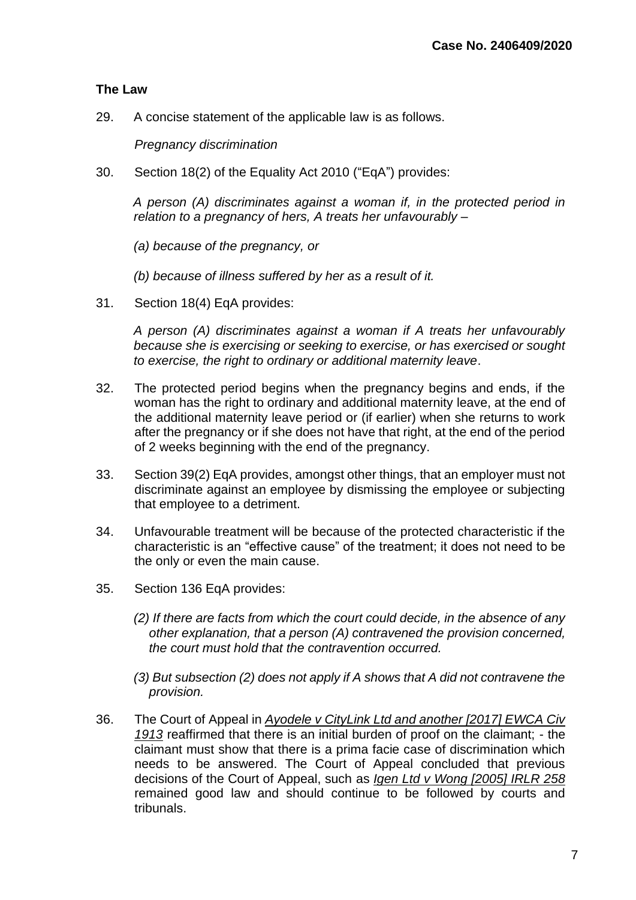## The Law

29. A concise statement of the applicable law is as follows.

*Pregnancy discrimination*

30. Section 18(2) of the Equality Act 2010 ("EqA") provides:

> *A person (A) discriminates against a woman if, in the protected period in relation to a pregnancy of hers, A treats her unfavourably –*
>
> *(a) because of the pregnancy, or*
>
> *(b) because of illness suffered by her as a result of it.*

31. Section 18(4) EqA provides:

> *A person (A) discriminates against a woman if A treats her unfavourably because she is exercising or seeking to exercise, or has exercised or sought to exercise, the right to ordinary or additional maternity leave*.

32. The protected period begins when the pregnancy begins and ends, if the woman has the right to ordinary and additional maternity leave, at the end of the additional maternity leave period or (if earlier) when she returns to work after the pregnancy or if she does not have that right, at the end of the period of 2 weeks beginning with the end of the pregnancy.

33. Section 39(2) EqA provides, amongst other things, that an employer must not discriminate against an employee by dismissing the employee or subjecting that employee to a detriment.

34. Unfavourable treatment will be because of the protected characteristic if the characteristic is an "effective cause" of the treatment; it does not need to be the only or even the main cause.

35. Section 136 EqA provides:

> *(2) If there are facts from which the court could decide, in the absence of any other explanation, that a person (A) contravened the provision concerned, the court must hold that the contravention occurred.*
>
> *(3) But subsection (2) does not apply if A shows that A did not contravene the provision.*

36. The Court of Appeal in *Ayodele v CityLink Ltd and another [2017] EWCA Civ 1913* reaffirmed that there is an initial burden of proof on the claimant; - the claimant must show that there is a prima facie case of discrimination which needs to be answered. The Court of Appeal concluded that previous decisions of the Court of Appeal, such as *Igen Ltd v Wong [2005] IRLR 258* remained good law and should continue to be followed by courts and tribunals.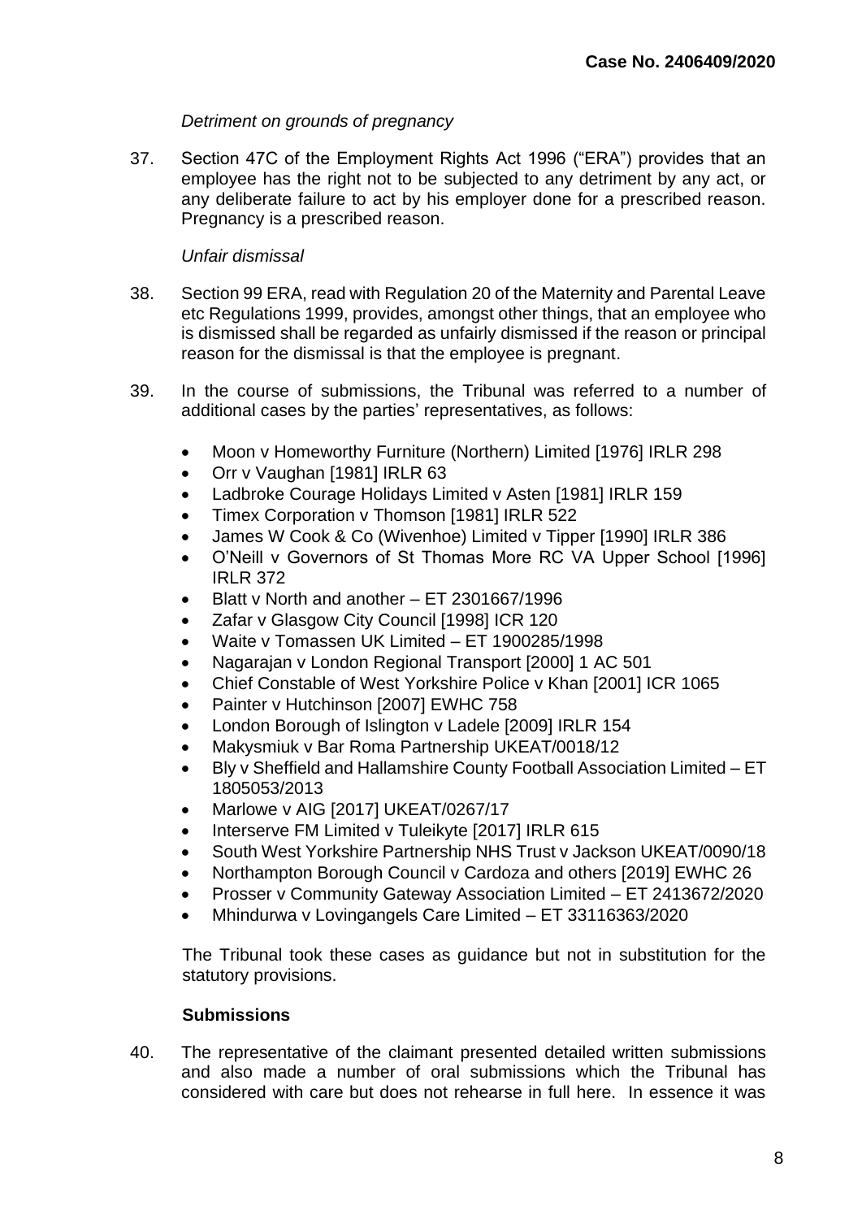*Detriment on grounds of pregnancy*

37. Section 47C of the Employment Rights Act 1996 ("ERA") provides that an employee has the right not to be subjected to any detriment by any act, or any deliberate failure to act by his employer done for a prescribed reason. Pregnancy is a prescribed reason.

*Unfair dismissal*

38. Section 99 ERA, read with Regulation 20 of the Maternity and Parental Leave etc Regulations 1999, provides, amongst other things, that an employee who is dismissed shall be regarded as unfairly dismissed if the reason or principal reason for the dismissal is that the employee is pregnant.

39. In the course of submissions, the Tribunal was referred to a number of additional cases by the parties' representatives, as follows:

- Moon v Homeworthy Furniture (Northern) Limited [1976] IRLR 298
- Orr v Vaughan [1981] IRLR 63
- Ladbroke Courage Holidays Limited v Asten [1981] IRLR 159
- Timex Corporation v Thomson [1981] IRLR 522
- James W Cook & Co (Wivenhoe) Limited v Tipper [1990] IRLR 386
- O'Neill v Governors of St Thomas More RC VA Upper School [1996] IRLR 372
- Blatt v North and another – ET 2301667/1996
- Zafar v Glasgow City Council [1998] ICR 120
- Waite v Tomassen UK Limited – ET 1900285/1998
- Nagarajan v London Regional Transport [2000] 1 AC 501
- Chief Constable of West Yorkshire Police v Khan [2001] ICR 1065
- Painter v Hutchinson [2007] EWHC 758
- London Borough of Islington v Ladele [2009] IRLR 154
- Makysmiuk v Bar Roma Partnership UKEAT/0018/12
- Bly v Sheffield and Hallamshire County Football Association Limited – ET 1805053/2013
- Marlowe v AIG [2017] UKEAT/0267/17
- Interserve FM Limited v Tuleikyte [2017] IRLR 615
- South West Yorkshire Partnership NHS Trust v Jackson UKEAT/0090/18
- Northampton Borough Council v Cardoza and others [2019] EWHC 26
- Prosser v Community Gateway Association Limited – ET 2413672/2020
- Mhindurwa v Lovingangels Care Limited – ET 33116363/2020

The Tribunal took these cases as guidance but not in substitution for the statutory provisions.

**Submissions**

40. The representative of the claimant presented detailed written submissions and also made a number of oral submissions which the Tribunal has considered with care but does not rehearse in full here. In essence it was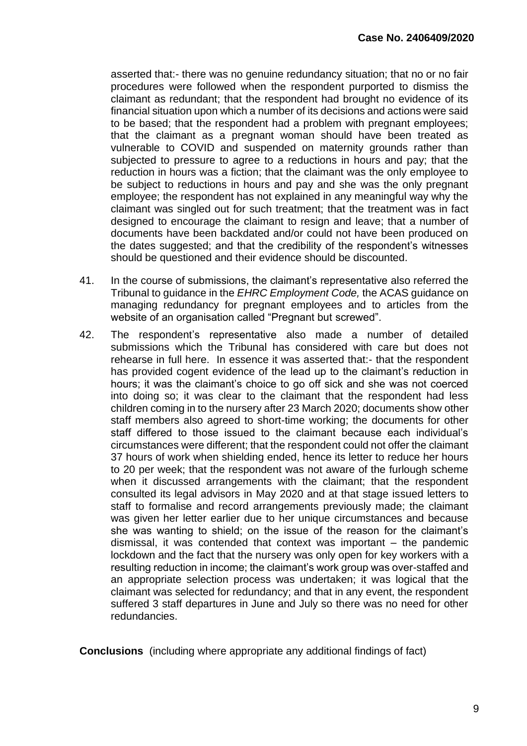asserted that:- there was no genuine redundancy situation; that no or no fair procedures were followed when the respondent purported to dismiss the claimant as redundant; that the respondent had brought no evidence of its financial situation upon which a number of its decisions and actions were said to be based; that the respondent had a problem with pregnant employees; that the claimant as a pregnant woman should have been treated as vulnerable to COVID and suspended on maternity grounds rather than subjected to pressure to agree to a reductions in hours and pay; that the reduction in hours was a fiction; that the claimant was the only employee to be subject to reductions in hours and pay and she was the only pregnant employee; the respondent has not explained in any meaningful way why the claimant was singled out for such treatment; that the treatment was in fact designed to encourage the claimant to resign and leave; that a number of documents have been backdated and/or could not have been produced on the dates suggested; and that the credibility of the respondent's witnesses should be questioned and their evidence should be discounted.

41. In the course of submissions, the claimant's representative also referred the Tribunal to guidance in the *EHRC Employment Code,* the ACAS guidance on managing redundancy for pregnant employees and to articles from the website of an organisation called "Pregnant but screwed".

42. The respondent's representative also made a number of detailed submissions which the Tribunal has considered with care but does not rehearse in full here. In essence it was asserted that:- that the respondent has provided cogent evidence of the lead up to the claimant's reduction in hours; it was the claimant's choice to go off sick and she was not coerced into doing so; it was clear to the claimant that the respondent had less children coming in to the nursery after 23 March 2020; documents show other staff members also agreed to short-time working; the documents for other staff differed to those issued to the claimant because each individual's circumstances were different; that the respondent could not offer the claimant 37 hours of work when shielding ended, hence its letter to reduce her hours to 20 per week; that the respondent was not aware of the furlough scheme when it discussed arrangements with the claimant; that the respondent consulted its legal advisors in May 2020 and at that stage issued letters to staff to formalise and record arrangements previously made; the claimant was given her letter earlier due to her unique circumstances and because she was wanting to shield; on the issue of the reason for the claimant's dismissal, it was contended that context was important – the pandemic lockdown and the fact that the nursery was only open for key workers with a resulting reduction in income; the claimant's work group was over-staffed and an appropriate selection process was undertaken; it was logical that the claimant was selected for redundancy; and that in any event, the respondent suffered 3 staff departures in June and July so there was no need for other redundancies.

**Conclusions** (including where appropriate any additional findings of fact)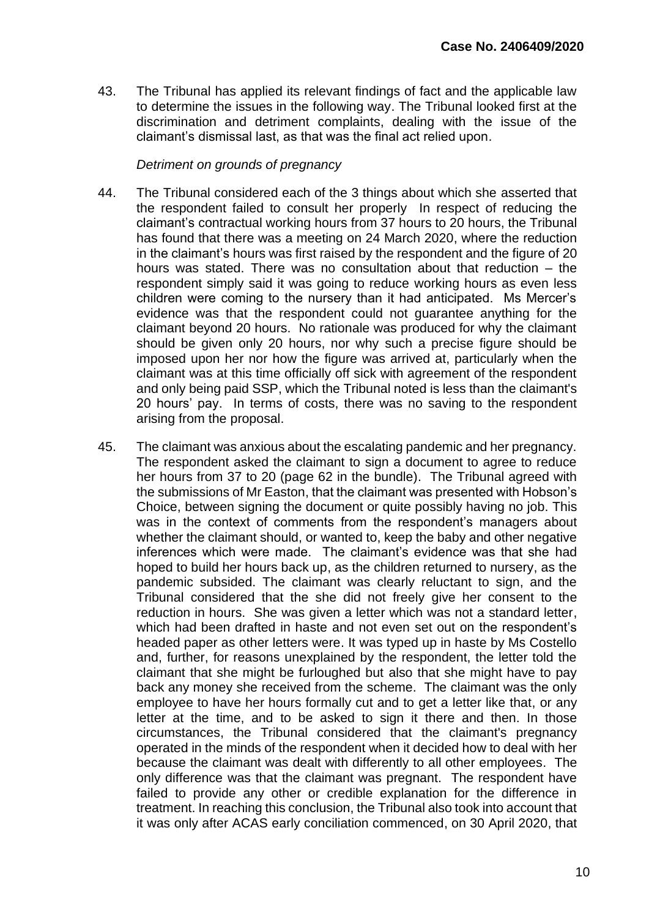43. The Tribunal has applied its relevant findings of fact and the applicable law to determine the issues in the following way. The Tribunal looked first at the discrimination and detriment complaints, dealing with the issue of the claimant's dismissal last, as that was the final act relied upon.

*Detriment on grounds of pregnancy*

44. The Tribunal considered each of the 3 things about which she asserted that the respondent failed to consult her properly In respect of reducing the claimant's contractual working hours from 37 hours to 20 hours, the Tribunal has found that there was a meeting on 24 March 2020, where the reduction in the claimant's hours was first raised by the respondent and the figure of 20 hours was stated. There was no consultation about that reduction – the respondent simply said it was going to reduce working hours as even less children were coming to the nursery than it had anticipated. Ms Mercer's evidence was that the respondent could not guarantee anything for the claimant beyond 20 hours. No rationale was produced for why the claimant should be given only 20 hours, nor why such a precise figure should be imposed upon her nor how the figure was arrived at, particularly when the claimant was at this time officially off sick with agreement of the respondent and only being paid SSP, which the Tribunal noted is less than the claimant's 20 hours' pay. In terms of costs, there was no saving to the respondent arising from the proposal.

45. The claimant was anxious about the escalating pandemic and her pregnancy. The respondent asked the claimant to sign a document to agree to reduce her hours from 37 to 20 (page 62 in the bundle). The Tribunal agreed with the submissions of Mr Easton, that the claimant was presented with Hobson's Choice, between signing the document or quite possibly having no job. This was in the context of comments from the respondent's managers about whether the claimant should, or wanted to, keep the baby and other negative inferences which were made. The claimant's evidence was that she had hoped to build her hours back up, as the children returned to nursery, as the pandemic subsided. The claimant was clearly reluctant to sign, and the Tribunal considered that the she did not freely give her consent to the reduction in hours. She was given a letter which was not a standard letter, which had been drafted in haste and not even set out on the respondent's headed paper as other letters were. It was typed up in haste by Ms Costello and, further, for reasons unexplained by the respondent, the letter told the claimant that she might be furloughed but also that she might have to pay back any money she received from the scheme. The claimant was the only employee to have her hours formally cut and to get a letter like that, or any letter at the time, and to be asked to sign it there and then. In those circumstances, the Tribunal considered that the claimant's pregnancy operated in the minds of the respondent when it decided how to deal with her because the claimant was dealt with differently to all other employees. The only difference was that the claimant was pregnant. The respondent have failed to provide any other or credible explanation for the difference in treatment. In reaching this conclusion, the Tribunal also took into account that it was only after ACAS early conciliation commenced, on 30 April 2020, that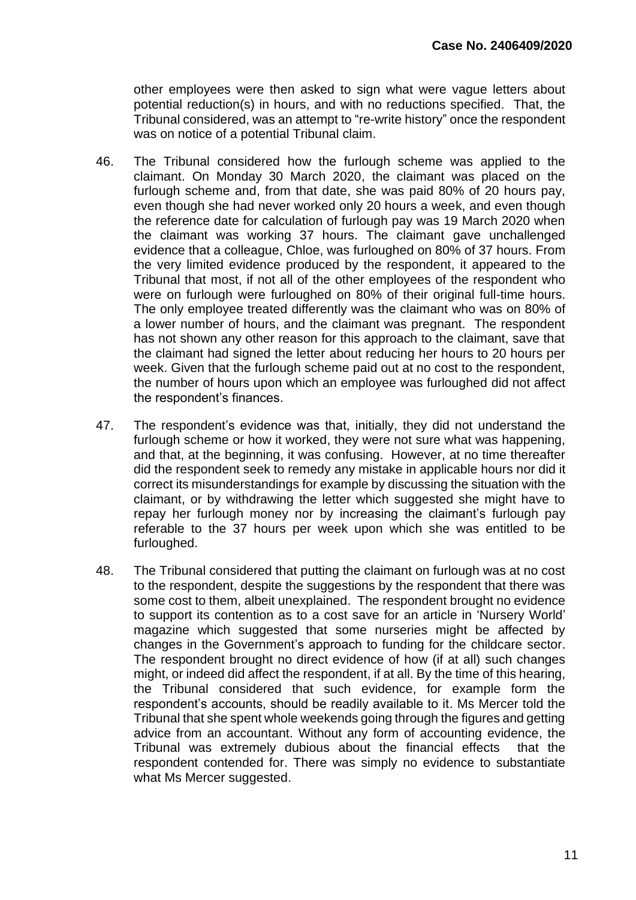other employees were then asked to sign what were vague letters about potential reduction(s) in hours, and with no reductions specified. That, the Tribunal considered, was an attempt to "re-write history" once the respondent was on notice of a potential Tribunal claim.

46. The Tribunal considered how the furlough scheme was applied to the claimant. On Monday 30 March 2020, the claimant was placed on the furlough scheme and, from that date, she was paid 80% of 20 hours pay, even though she had never worked only 20 hours a week, and even though the reference date for calculation of furlough pay was 19 March 2020 when the claimant was working 37 hours. The claimant gave unchallenged evidence that a colleague, Chloe, was furloughed on 80% of 37 hours. From the very limited evidence produced by the respondent, it appeared to the Tribunal that most, if not all of the other employees of the respondent who were on furlough were furloughed on 80% of their original full-time hours. The only employee treated differently was the claimant who was on 80% of a lower number of hours, and the claimant was pregnant. The respondent has not shown any other reason for this approach to the claimant, save that the claimant had signed the letter about reducing her hours to 20 hours per week. Given that the furlough scheme paid out at no cost to the respondent, the number of hours upon which an employee was furloughed did not affect the respondent's finances.

47. The respondent's evidence was that, initially, they did not understand the furlough scheme or how it worked, they were not sure what was happening, and that, at the beginning, it was confusing. However, at no time thereafter did the respondent seek to remedy any mistake in applicable hours nor did it correct its misunderstandings for example by discussing the situation with the claimant, or by withdrawing the letter which suggested she might have to repay her furlough money nor by increasing the claimant's furlough pay referable to the 37 hours per week upon which she was entitled to be furloughed.

48. The Tribunal considered that putting the claimant on furlough was at no cost to the respondent, despite the suggestions by the respondent that there was some cost to them, albeit unexplained. The respondent brought no evidence to support its contention as to a cost save for an article in 'Nursery World' magazine which suggested that some nurseries might be affected by changes in the Government's approach to funding for the childcare sector. The respondent brought no direct evidence of how (if at all) such changes might, or indeed did affect the respondent, if at all. By the time of this hearing, the Tribunal considered that such evidence, for example form the respondent's accounts, should be readily available to it. Ms Mercer told the Tribunal that she spent whole weekends going through the figures and getting advice from an accountant. Without any form of accounting evidence, the Tribunal was extremely dubious about the financial effects that the respondent contended for. There was simply no evidence to substantiate what Ms Mercer suggested.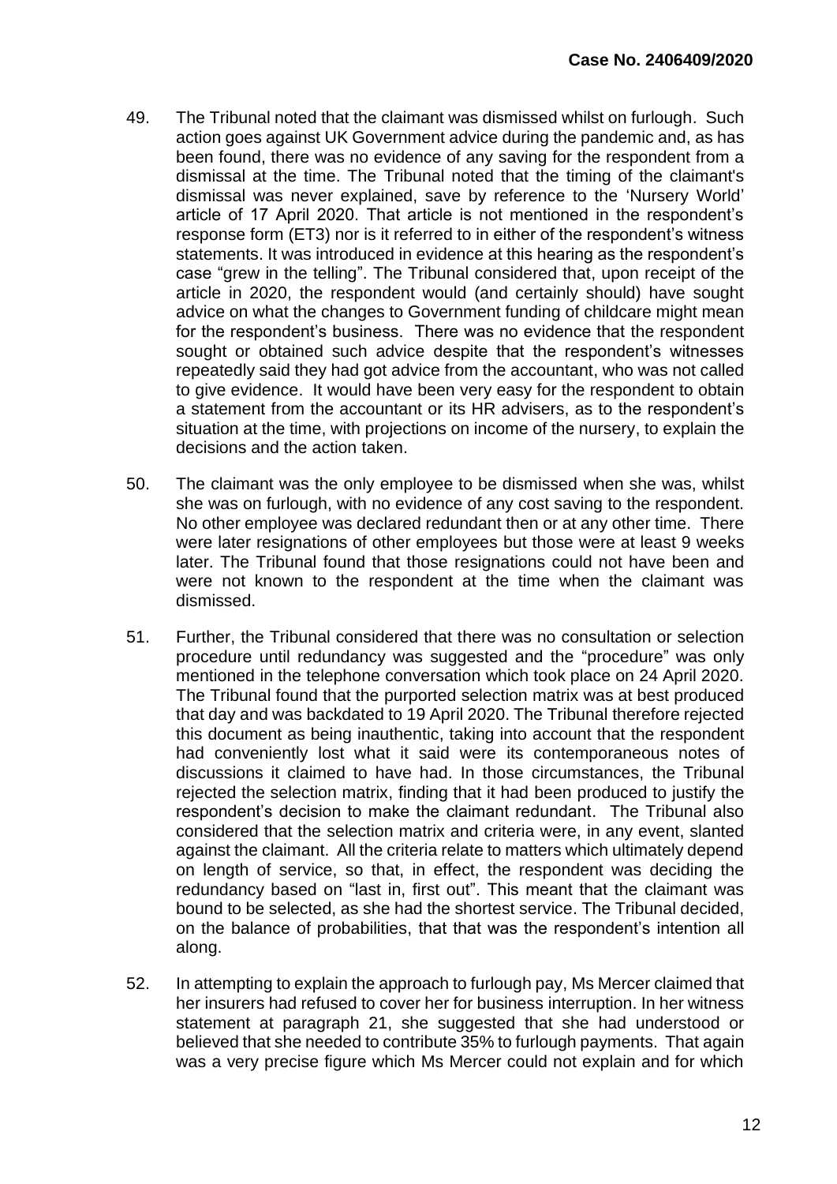49. The Tribunal noted that the claimant was dismissed whilst on furlough. Such action goes against UK Government advice during the pandemic and, as has been found, there was no evidence of any saving for the respondent from a dismissal at the time. The Tribunal noted that the timing of the claimant's dismissal was never explained, save by reference to the 'Nursery World' article of 17 April 2020. That article is not mentioned in the respondent's response form (ET3) nor is it referred to in either of the respondent's witness statements. It was introduced in evidence at this hearing as the respondent's case "grew in the telling". The Tribunal considered that, upon receipt of the article in 2020, the respondent would (and certainly should) have sought advice on what the changes to Government funding of childcare might mean for the respondent's business. There was no evidence that the respondent sought or obtained such advice despite that the respondent's witnesses repeatedly said they had got advice from the accountant, who was not called to give evidence. It would have been very easy for the respondent to obtain a statement from the accountant or its HR advisers, as to the respondent's situation at the time, with projections on income of the nursery, to explain the decisions and the action taken.

50. The claimant was the only employee to be dismissed when she was, whilst she was on furlough, with no evidence of any cost saving to the respondent. No other employee was declared redundant then or at any other time. There were later resignations of other employees but those were at least 9 weeks later. The Tribunal found that those resignations could not have been and were not known to the respondent at the time when the claimant was dismissed.

51. Further, the Tribunal considered that there was no consultation or selection procedure until redundancy was suggested and the "procedure" was only mentioned in the telephone conversation which took place on 24 April 2020. The Tribunal found that the purported selection matrix was at best produced that day and was backdated to 19 April 2020. The Tribunal therefore rejected this document as being inauthentic, taking into account that the respondent had conveniently lost what it said were its contemporaneous notes of discussions it claimed to have had. In those circumstances, the Tribunal rejected the selection matrix, finding that it had been produced to justify the respondent's decision to make the claimant redundant. The Tribunal also considered that the selection matrix and criteria were, in any event, slanted against the claimant. All the criteria relate to matters which ultimately depend on length of service, so that, in effect, the respondent was deciding the redundancy based on "last in, first out". This meant that the claimant was bound to be selected, as she had the shortest service. The Tribunal decided, on the balance of probabilities, that that was the respondent's intention all along.

52. In attempting to explain the approach to furlough pay, Ms Mercer claimed that her insurers had refused to cover her for business interruption. In her witness statement at paragraph 21, she suggested that she had understood or believed that she needed to contribute 35% to furlough payments. That again was a very precise figure which Ms Mercer could not explain and for which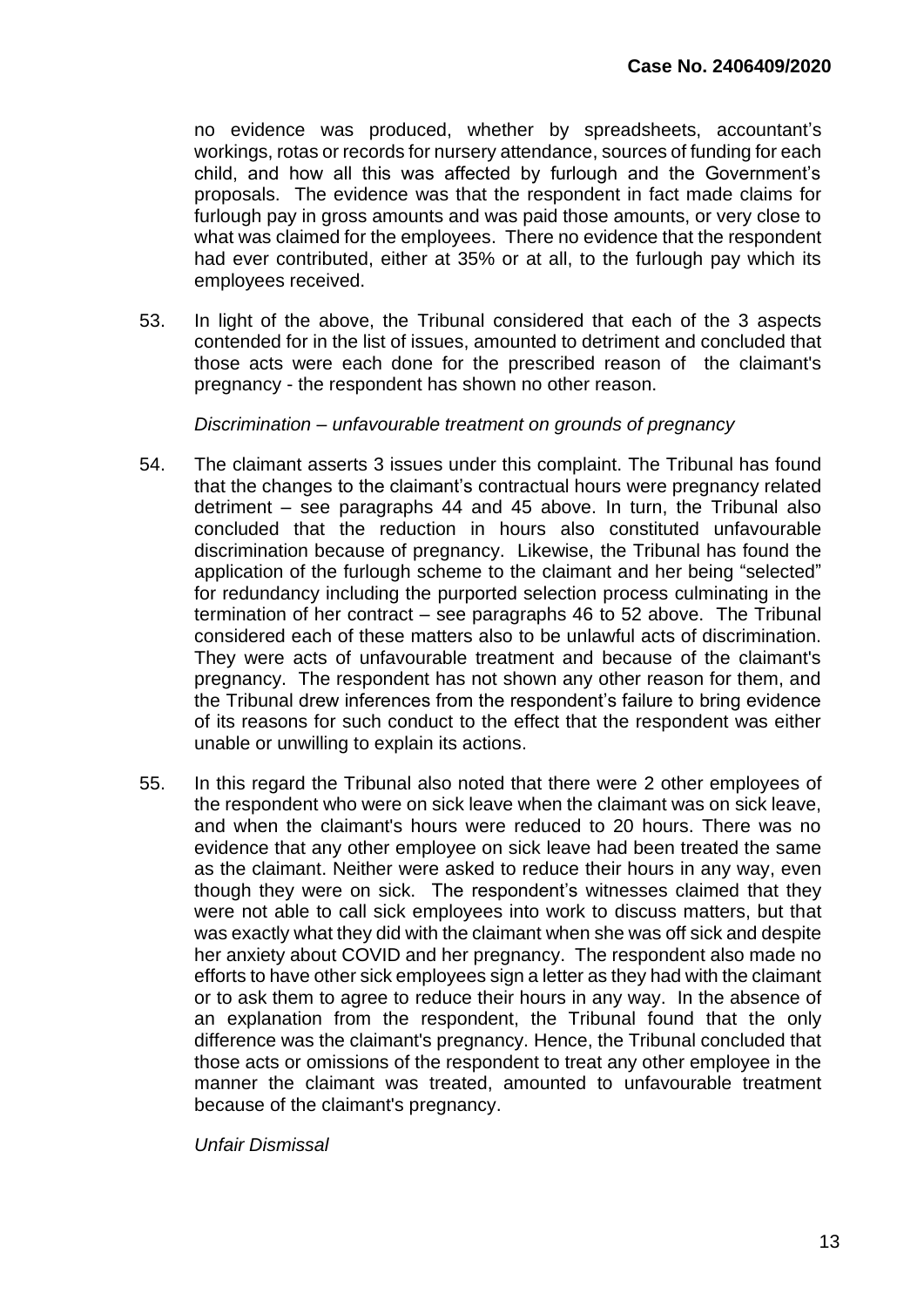no evidence was produced, whether by spreadsheets, accountant's workings, rotas or records for nursery attendance, sources of funding for each child, and how all this was affected by furlough and the Government's proposals. The evidence was that the respondent in fact made claims for furlough pay in gross amounts and was paid those amounts, or very close to what was claimed for the employees. There no evidence that the respondent had ever contributed, either at 35% or at all, to the furlough pay which its employees received.

53. In light of the above, the Tribunal considered that each of the 3 aspects contended for in the list of issues, amounted to detriment and concluded that those acts were each done for the prescribed reason of the claimant's pregnancy - the respondent has shown no other reason.

*Discrimination – unfavourable treatment on grounds of pregnancy*

54. The claimant asserts 3 issues under this complaint. The Tribunal has found that the changes to the claimant's contractual hours were pregnancy related detriment – see paragraphs 44 and 45 above. In turn, the Tribunal also concluded that the reduction in hours also constituted unfavourable discrimination because of pregnancy. Likewise, the Tribunal has found the application of the furlough scheme to the claimant and her being "selected" for redundancy including the purported selection process culminating in the termination of her contract – see paragraphs 46 to 52 above. The Tribunal considered each of these matters also to be unlawful acts of discrimination. They were acts of unfavourable treatment and because of the claimant's pregnancy. The respondent has not shown any other reason for them, and the Tribunal drew inferences from the respondent's failure to bring evidence of its reasons for such conduct to the effect that the respondent was either unable or unwilling to explain its actions.

55. In this regard the Tribunal also noted that there were 2 other employees of the respondent who were on sick leave when the claimant was on sick leave, and when the claimant's hours were reduced to 20 hours. There was no evidence that any other employee on sick leave had been treated the same as the claimant. Neither were asked to reduce their hours in any way, even though they were on sick. The respondent's witnesses claimed that they were not able to call sick employees into work to discuss matters, but that was exactly what they did with the claimant when she was off sick and despite her anxiety about COVID and her pregnancy. The respondent also made no efforts to have other sick employees sign a letter as they had with the claimant or to ask them to agree to reduce their hours in any way. In the absence of an explanation from the respondent, the Tribunal found that the only difference was the claimant's pregnancy. Hence, the Tribunal concluded that those acts or omissions of the respondent to treat any other employee in the manner the claimant was treated, amounted to unfavourable treatment because of the claimant's pregnancy.

*Unfair Dismissal*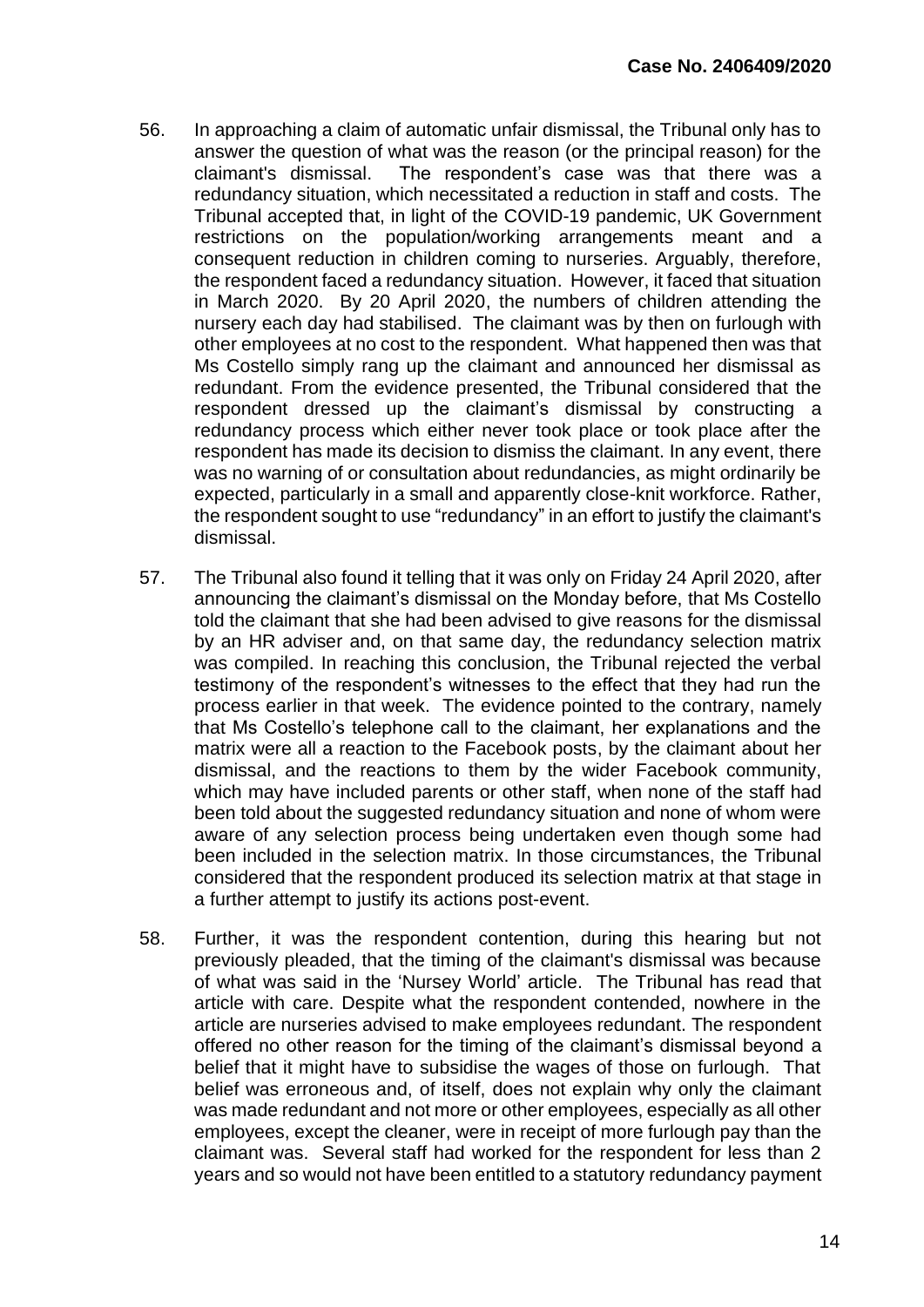56. In approaching a claim of automatic unfair dismissal, the Tribunal only has to answer the question of what was the reason (or the principal reason) for the claimant's dismissal. The respondent's case was that there was a redundancy situation, which necessitated a reduction in staff and costs. The Tribunal accepted that, in light of the COVID-19 pandemic, UK Government restrictions on the population/working arrangements meant and a consequent reduction in children coming to nurseries. Arguably, therefore, the respondent faced a redundancy situation. However, it faced that situation in March 2020. By 20 April 2020, the numbers of children attending the nursery each day had stabilised. The claimant was by then on furlough with other employees at no cost to the respondent. What happened then was that Ms Costello simply rang up the claimant and announced her dismissal as redundant. From the evidence presented, the Tribunal considered that the respondent dressed up the claimant's dismissal by constructing a redundancy process which either never took place or took place after the respondent has made its decision to dismiss the claimant. In any event, there was no warning of or consultation about redundancies, as might ordinarily be expected, particularly in a small and apparently close-knit workforce. Rather, the respondent sought to use "redundancy" in an effort to justify the claimant's dismissal.

57. The Tribunal also found it telling that it was only on Friday 24 April 2020, after announcing the claimant's dismissal on the Monday before, that Ms Costello told the claimant that she had been advised to give reasons for the dismissal by an HR adviser and, on that same day, the redundancy selection matrix was compiled. In reaching this conclusion, the Tribunal rejected the verbal testimony of the respondent's witnesses to the effect that they had run the process earlier in that week. The evidence pointed to the contrary, namely that Ms Costello's telephone call to the claimant, her explanations and the matrix were all a reaction to the Facebook posts, by the claimant about her dismissal, and the reactions to them by the wider Facebook community, which may have included parents or other staff, when none of the staff had been told about the suggested redundancy situation and none of whom were aware of any selection process being undertaken even though some had been included in the selection matrix. In those circumstances, the Tribunal considered that the respondent produced its selection matrix at that stage in a further attempt to justify its actions post-event.

58. Further, it was the respondent contention, during this hearing but not previously pleaded, that the timing of the claimant's dismissal was because of what was said in the 'Nursey World' article. The Tribunal has read that article with care. Despite what the respondent contended, nowhere in the article are nurseries advised to make employees redundant. The respondent offered no other reason for the timing of the claimant's dismissal beyond a belief that it might have to subsidise the wages of those on furlough. That belief was erroneous and, of itself, does not explain why only the claimant was made redundant and not more or other employees, especially as all other employees, except the cleaner, were in receipt of more furlough pay than the claimant was. Several staff had worked for the respondent for less than 2 years and so would not have been entitled to a statutory redundancy payment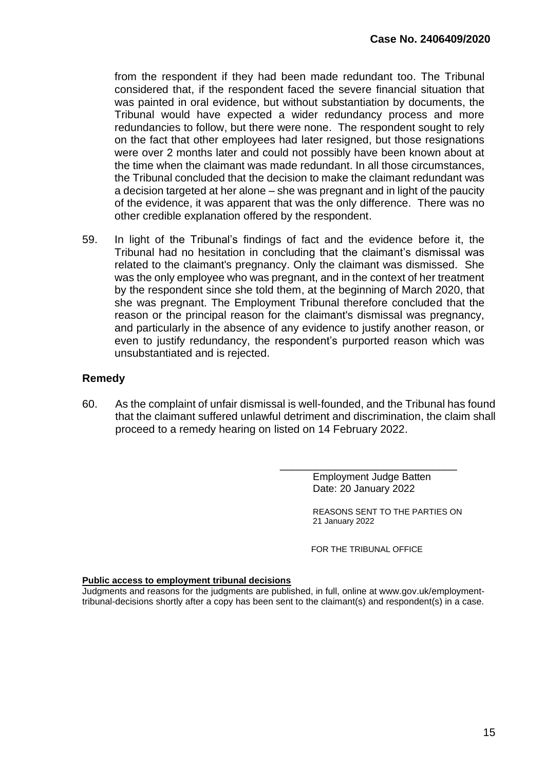from the respondent if they had been made redundant too. The Tribunal considered that, if the respondent faced the severe financial situation that was painted in oral evidence, but without substantiation by documents, the Tribunal would have expected a wider redundancy process and more redundancies to follow, but there were none. The respondent sought to rely on the fact that other employees had later resigned, but those resignations were over 2 months later and could not possibly have been known about at the time when the claimant was made redundant. In all those circumstances, the Tribunal concluded that the decision to make the claimant redundant was a decision targeted at her alone – she was pregnant and in light of the paucity of the evidence, it was apparent that was the only difference. There was no other credible explanation offered by the respondent.

59. In light of the Tribunal's findings of fact and the evidence before it, the Tribunal had no hesitation in concluding that the claimant's dismissal was related to the claimant's pregnancy. Only the claimant was dismissed. She was the only employee who was pregnant, and in the context of her treatment by the respondent since she told them, at the beginning of March 2020, that she was pregnant. The Employment Tribunal therefore concluded that the reason or the principal reason for the claimant's dismissal was pregnancy, and particularly in the absence of any evidence to justify another reason, or even to justify redundancy, the respondent's purported reason which was unsubstantiated and is rejected.

## Remedy

60. As the complaint of unfair dismissal is well-founded, and the Tribunal has found that the claimant suffered unlawful detriment and discrimination, the claim shall proceed to a remedy hearing on listed on 14 February 2022.

Employment Judge Batten
Date: 20 January 2022

REASONS SENT TO THE PARTIES ON
21 January 2022

FOR THE TRIBUNAL OFFICE

**Public access to employment tribunal decisions**
Judgments and reasons for the judgments are published, in full, online at www.gov.uk/employment-tribunal-decisions shortly after a copy has been sent to the claimant(s) and respondent(s) in a case.